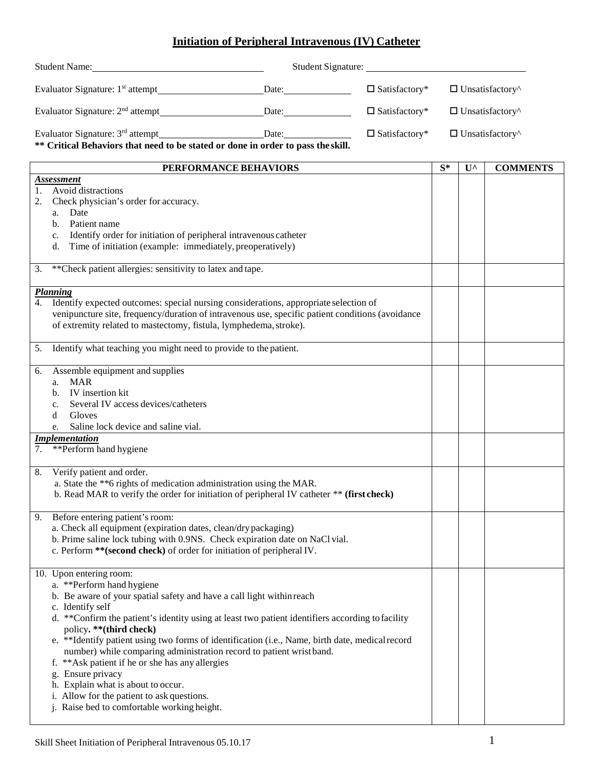# Initiation of Peripheral Intravenous (IV) Catheter

Student Name: ____________________ Student Signature: ____________________

Evaluator Signature: 1st attempt ____________________ Date: __________ ☐ Satisfactory* ☐ Unsatisfactory^

Evaluator Signature: 2nd attempt ____________________ Date: __________ ☐ Satisfactory* ☐ Unsatisfactory^

Evaluator Signature: 3rd attempt ____________________ Date: __________ ☐ Satisfactory* ☐ Unsatisfactory^

**** Critical Behaviors that need to be stated or done in order to pass the skill.**

| PERFORMANCE BEHAVIORS | S* | U^ | COMMENTS |
|---|---|---|---|
| ***Assessment***<br>1. Avoid distractions<br>2. Check physician's order for accuracy.<br>a. Date<br>b. Patient name<br>c. Identify order for initiation of peripheral intravenous catheter<br>d. Time of initiation (example: immediately, preoperatively) | | | |
| 3. **Check patient allergies: sensitivity to latex and tape. | | | |
| ***Planning***<br>4. Identify expected outcomes: special nursing considerations, appropriate selection of venipuncture site, frequency/duration of intravenous use, specific patient conditions (avoidance of extremity related to mastectomy, fistula, lymphedema, stroke). | | | |
| 5. Identify what teaching you might need to provide to the patient. | | | |
| 6. Assemble equipment and supplies<br>a. MAR<br>b. IV insertion kit<br>c. Several IV access devices/catheters<br>d Gloves<br>e. Saline lock device and saline vial. | | | |
| ***Implementation***<br>7. **Perform hand hygiene | | | |
| 8. Verify patient and order.<br>a. State the **6 rights of medication administration using the MAR.<br>b. Read MAR to verify the order for initiation of peripheral IV catheter ** **(first check)** | | | |
| 9. Before entering patient's room:<br>a. Check all equipment (expiration dates, clean/dry packaging)<br>b. Prime saline lock tubing with 0.9NS. Check expiration date on NaCl vial.<br>c. Perform **\*\*(second check)** of order for initiation of peripheral IV. | | | |
| 10. Upon entering room:<br>a. **Perform hand hygiene<br>b. Be aware of your spatial safety and have a call light within reach<br>c. Identify self<br>d. **Confirm the patient's identity using at least two patient identifiers according to facility policy**. \*\*(third check)**<br>e. **Identify patient using two forms of identification (i.e., Name, birth date, medical record number) while comparing administration record to patient wrist band.<br>f. **Ask patient if he or she has any allergies<br>g. Ensure privacy<br>h. Explain what is about to occur.<br>i. Allow for the patient to ask questions.<br>j. Raise bed to comfortable working height. | | | |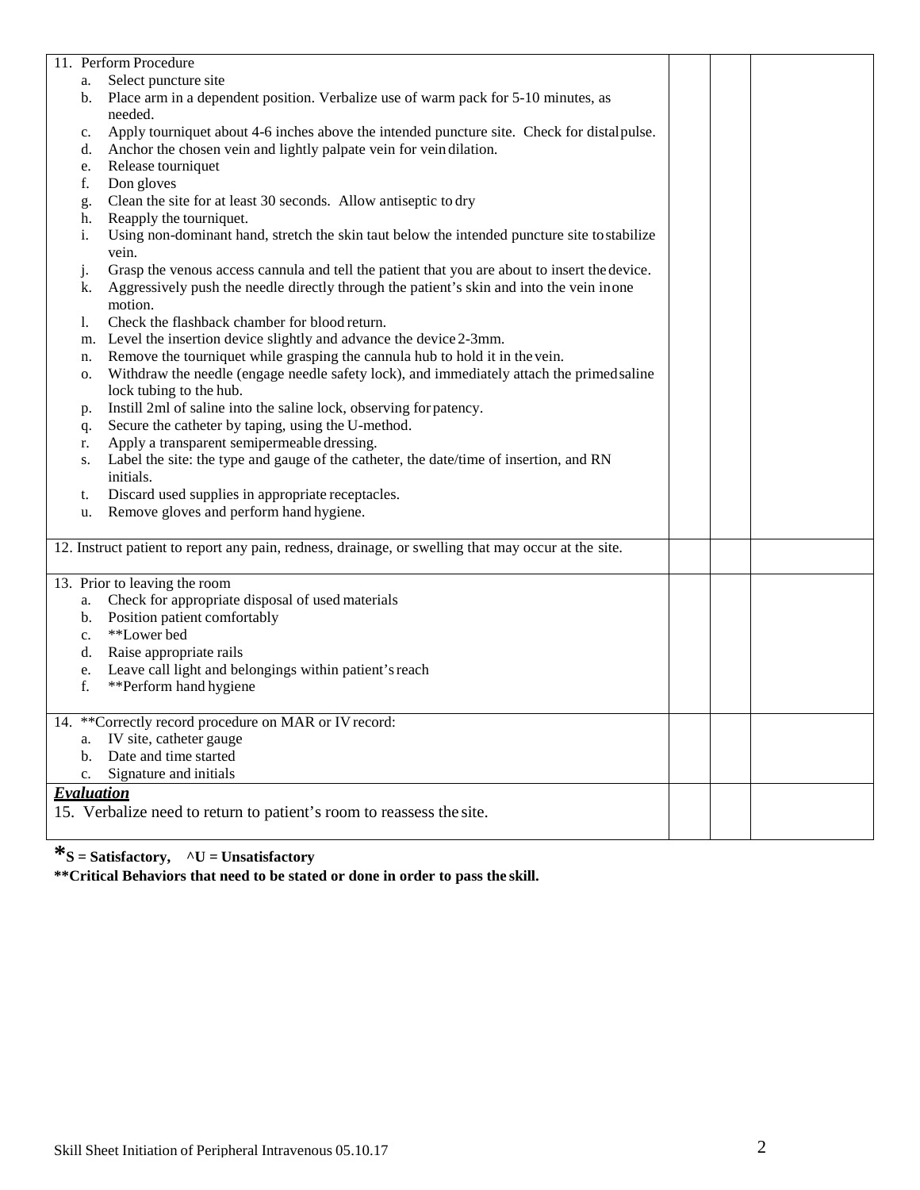| | | | |
|---|---|---|---|
| 11. Perform Procedure<br>a. Select puncture site<br>b. Place arm in a dependent position. Verbalize use of warm pack for 5-10 minutes, as needed.<br>c. Apply tourniquet about 4-6 inches above the intended puncture site. Check for distal pulse.<br>d. Anchor the chosen vein and lightly palpate vein for vein dilation.<br>e. Release tourniquet<br>f. Don gloves<br>g. Clean the site for at least 30 seconds. Allow antiseptic to dry<br>h. Reapply the tourniquet.<br>i. Using non-dominant hand, stretch the skin taut below the intended puncture site to stabilize vein.<br>j. Grasp the venous access cannula and tell the patient that you are about to insert the device.<br>k. Aggressively push the needle directly through the patient's skin and into the vein in one motion.<br>l. Check the flashback chamber for blood return.<br>m. Level the insertion device slightly and advance the device 2-3mm.<br>n. Remove the tourniquet while grasping the cannula hub to hold it in the vein.<br>o. Withdraw the needle (engage needle safety lock), and immediately attach the primed saline lock tubing to the hub.<br>p. Instill 2ml of saline into the saline lock, observing for patency.<br>q. Secure the catheter by taping, using the U-method.<br>r. Apply a transparent semipermeable dressing.<br>s. Label the site: the type and gauge of the catheter, the date/time of insertion, and RN initials.<br>t. Discard used supplies in appropriate receptacles.<br>u. Remove gloves and perform hand hygiene. | | | |
| 12. Instruct patient to report any pain, redness, drainage, or swelling that may occur at the site. | | | |
| 13. Prior to leaving the room<br>a. Check for appropriate disposal of used materials<br>b. Position patient comfortably<br>c. **Lower bed<br>d. Raise appropriate rails<br>e. Leave call light and belongings within patient's reach<br>f. **Perform hand hygiene | | | |
| 14. **Correctly record procedure on MAR or IV record:<br>a. IV site, catheter gauge<br>b. Date and time started<br>c. Signature and initials | | | |
| ***Evaluation***<br>15. Verbalize need to return to patient's room to reassess the site. | | | |

***S = Satisfactory, ^U = Unsatisfactory**

****Critical Behaviors that need to be stated or done in order to pass the skill.**

Skill Sheet Initiation of Peripheral Intravenous 05.10.17